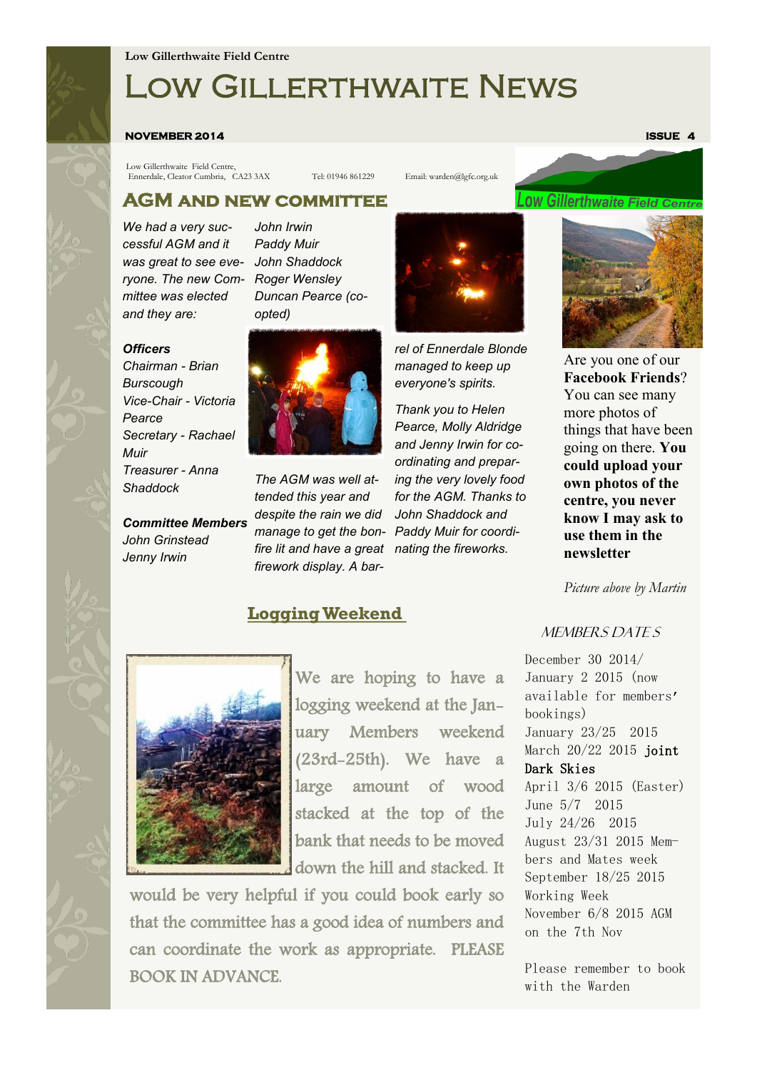Low Gillerthwaite Field Centre

# Low Gillerthwaite News

**NOVEMBER 2014** **ISSUE 4**

Low Gillerthwaite Field Centre, Ennerdale, Cleator Cumbria, CA23 3AX Tel: 01946 861229 Email: warden@lgfc.org.uk

## AGM and New Committee

*We had a very successful AGM and it was great to see everyone. The new Committee was elected and they are:*

***Officers***

*Chairman - Brian Burscough*
*Vice-Chair - Victoria Pearce*
*Secretary - Rachael Muir*
*Treasurer - Anna Shaddock*

***Committee Members***

*John Grinstead*
*Jenny Irwin*
*John Irwin*
*Paddy Muir*
*John Shaddock*
*Roger Wensley*
*Duncan Pearce (co-opted)*

*The AGM was well attended this year and despite the rain we did manage to get the bonfire lit and have a great firework display. A barrel of Ennerdale Blonde managed to keep up everyone's spirits.*

*Thank you to Helen Pearce, Molly Aldridge and Jenny Irwin for co-ordinating and preparing the very lovely food for the AGM. Thanks to John Shaddock and Paddy Muir for coordinating the fireworks.*

Are you one of our **Facebook Friends**? You can see many more photos of things that have been going on there. **You could upload your own photos of the centre, you never know I may ask to use them in the newsletter**

*Picture above by Martin*

## Logging Weekend

We are hoping to have a logging weekend at the January Members weekend (23rd-25th). We have a large amount of wood stacked at the top of the bank that needs to be moved down the hill and stacked. It would be very helpful if you could book early so that the committee has a good idea of numbers and can coordinate the work as appropriate. PLEASE BOOK IN ADVANCE.

## Members Dates

December 30 2014/ January 2 2015 (now available for members' bookings)
January 23/25 2015
March 20/22 2015 **joint Dark Skies**
April 3/6 2015 (Easter)
June 5/7 2015
July 24/26 2015
August 23/31 2015 Members and Mates week
September 18/25 2015 Working Week
November 6/8 2015 AGM on the 7th Nov

Please remember to book with the Warden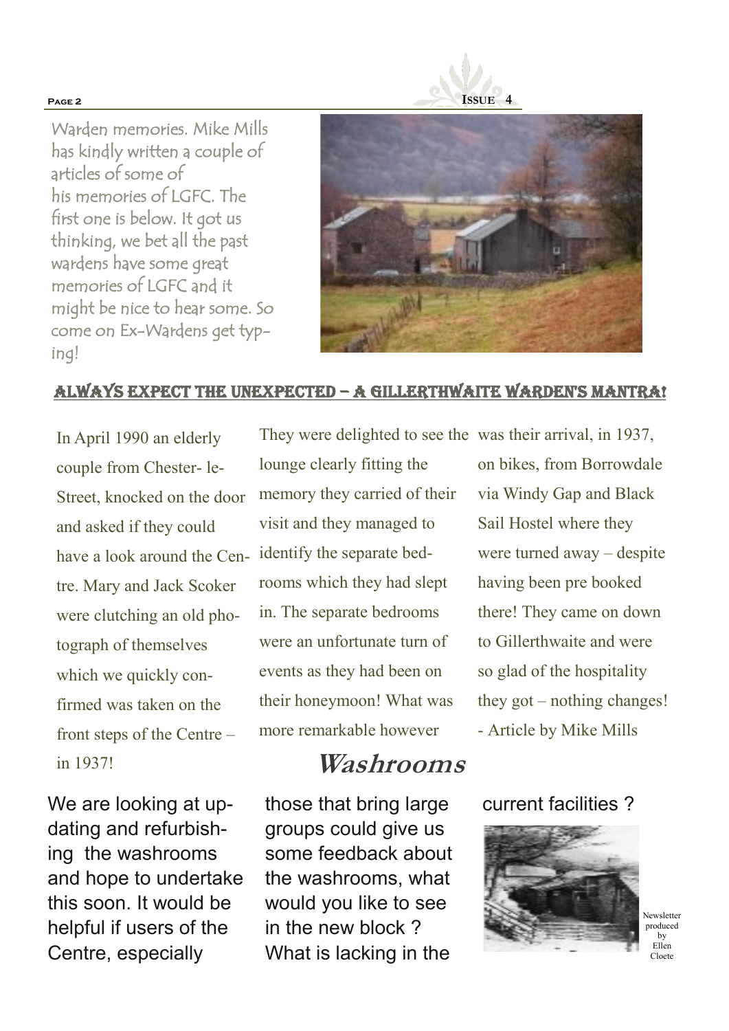Warden memories. Mike Mills has kindly written a couple of articles of some of his memories of LGFC. The first one is below. It got us thinking, we bet all the past wardens have some great memories of LGFC and it might be nice to hear some. So come on Ex-Wardens get typing!

## ALWAYS EXPECT THE UNEXPECTED – A GILLERTHWAITE WARDEN'S MANTRA!

In April 1990 an elderly couple from Chester- le-Street, knocked on the door and asked if they could have a look around the Centre. Mary and Jack Scoker were clutching an old photograph of themselves which we quickly confirmed was taken on the front steps of the Centre – in 1937! They were delighted to see the lounge clearly fitting the memory they carried of their visit and they managed to identify the separate bedrooms which they had slept in. The separate bedrooms were an unfortunate turn of events as they had been on their honeymoon! What was more remarkable however was their arrival, in 1937, on bikes, from Borrowdale via Windy Gap and Black Sail Hostel where they were turned away – despite having been pre booked there! They came on down to Gillerthwaite and were so glad of the hospitality they got – nothing changes!

- Article by Mike Mills

## *Washrooms*

We are looking at updating and refurbishing the washrooms and hope to undertake this soon. It would be helpful if users of the Centre, especially those that bring large groups could give us some feedback about the washrooms, what would you like to see in the new block ? What is lacking in the current facilities ?

Newsletter produced by Ellen Cloete